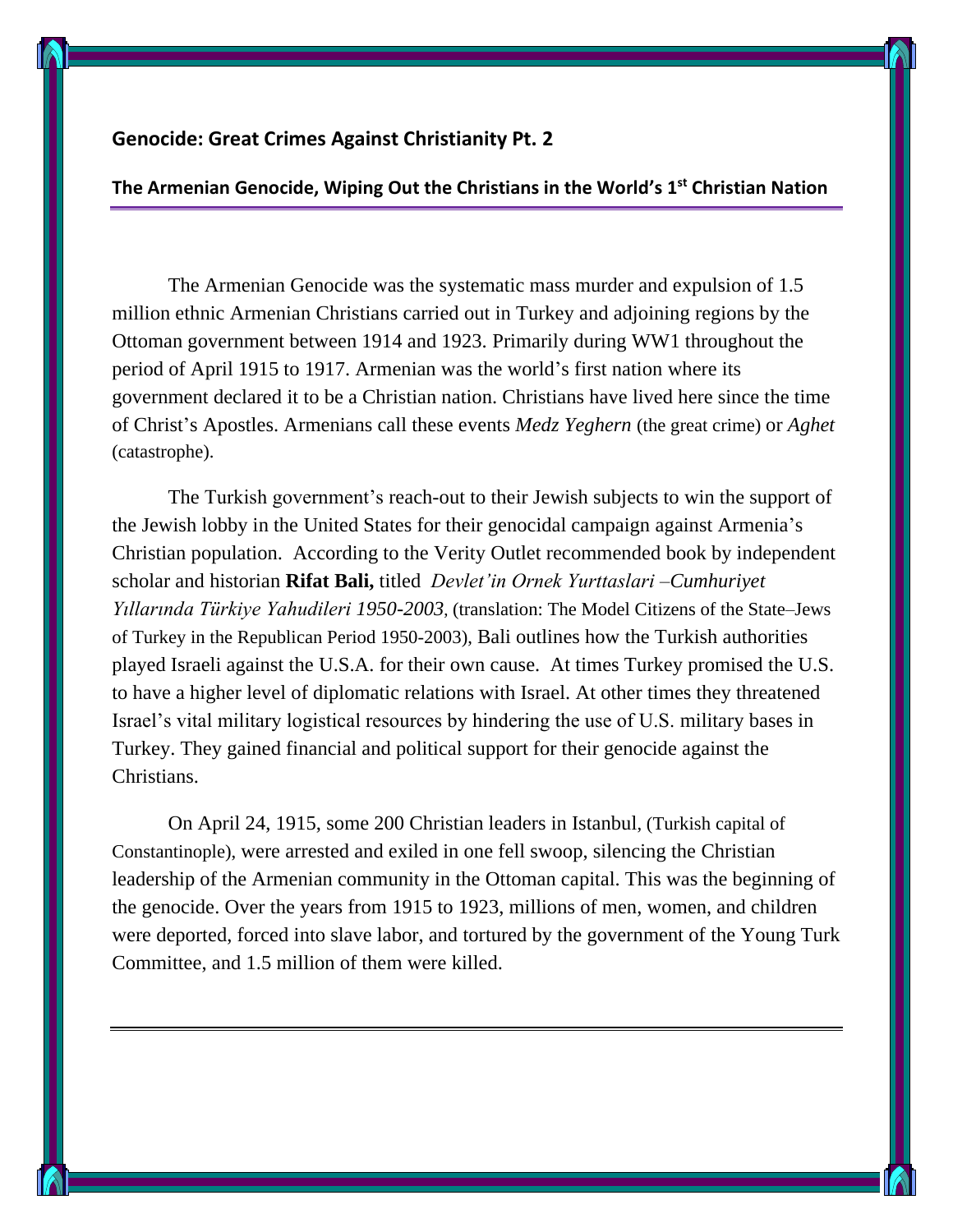## Genocide: Great Crimes Against Christianity Pt. 2

### The Armenian Genocide, Wiping Out the Christians in the World's 1st Christian Nation

The Armenian Genocide was the systematic mass murder and expulsion of 1.5 million ethnic Armenian Christians carried out in Turkey and adjoining regions by the Ottoman government between 1914 and 1923. Primarily during WW1 throughout the period of April 1915 to 1917. Armenian was the world's first nation where its government declared it to be a Christian nation. Christians have lived here since the time of Christ's Apostles. Armenians call these events *Medz Yeghern* (the great crime) or *Aghet* (catastrophe).

The Turkish government's reach-out to their Jewish subjects to win the support of the Jewish lobby in the United States for their genocidal campaign against Armenia's Christian population. According to the Verity Outlet recommended book by independent scholar and historian **Rifat Bali,** titled *Devlet'in Ornek Yurttaslari –Cumhuriyet Yıllarında Türkiye Yahudileri 1950-2003*, (translation: The Model Citizens of the State–Jews of Turkey in the Republican Period 1950-2003), Bali outlines how the Turkish authorities played Israeli against the U.S.A. for their own cause. At times Turkey promised the U.S. to have a higher level of diplomatic relations with Israel. At other times they threatened Israel's vital military logistical resources by hindering the use of U.S. military bases in Turkey. They gained financial and political support for their genocide against the Christians.

On April 24, 1915, some 200 Christian leaders in Istanbul, (Turkish capital of Constantinople), were arrested and exiled in one fell swoop, silencing the Christian leadership of the Armenian community in the Ottoman capital. This was the beginning of the genocide. Over the years from 1915 to 1923, millions of men, women, and children were deported, forced into slave labor, and tortured by the government of the Young Turk Committee, and 1.5 million of them were killed.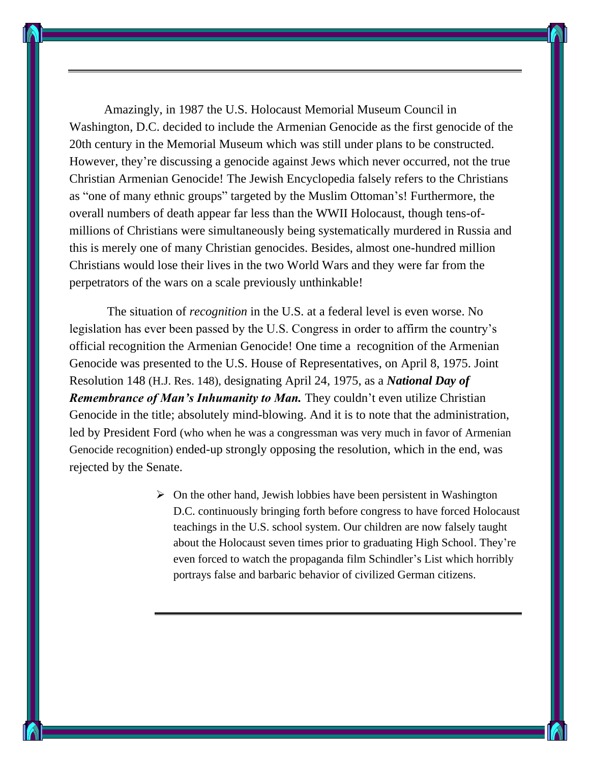Amazingly, in 1987 the U.S. Holocaust Memorial Museum Council in Washington, D.C. decided to include the Armenian Genocide as the first genocide of the 20th century in the Memorial Museum which was still under plans to be constructed. However, they're discussing a genocide against Jews which never occurred, not the true Christian Armenian Genocide! The Jewish Encyclopedia falsely refers to the Christians as "one of many ethnic groups" targeted by the Muslim Ottoman's! Furthermore, the overall numbers of death appear far less than the WWII Holocaust, though tens-of-millions of Christians were simultaneously being systematically murdered in Russia and this is merely one of many Christian genocides. Besides, almost one-hundred million Christians would lose their lives in the two World Wars and they were far from the perpetrators of the wars on a scale previously unthinkable!

The situation of *recognition* in the U.S. at a federal level is even worse. No legislation has ever been passed by the U.S. Congress in order to affirm the country's official recognition the Armenian Genocide! One time a recognition of the Armenian Genocide was presented to the U.S. House of Representatives, on April 8, 1975. Joint Resolution 148 (H.J. Res. 148), designating April 24, 1975, as a ***National Day of Remembrance of Man's Inhumanity to Man.*** They couldn't even utilize Christian Genocide in the title; absolutely mind-blowing. And it is to note that the administration, led by President Ford (who when he was a congressman was very much in favor of Armenian Genocide recognition) ended-up strongly opposing the resolution, which in the end, was rejected by the Senate.

- On the other hand, Jewish lobbies have been persistent in Washington D.C. continuously bringing forth before congress to have forced Holocaust teachings in the U.S. school system. Our children are now falsely taught about the Holocaust seven times prior to graduating High School. They're even forced to watch the propaganda film Schindler's List which horribly portrays false and barbaric behavior of civilized German citizens.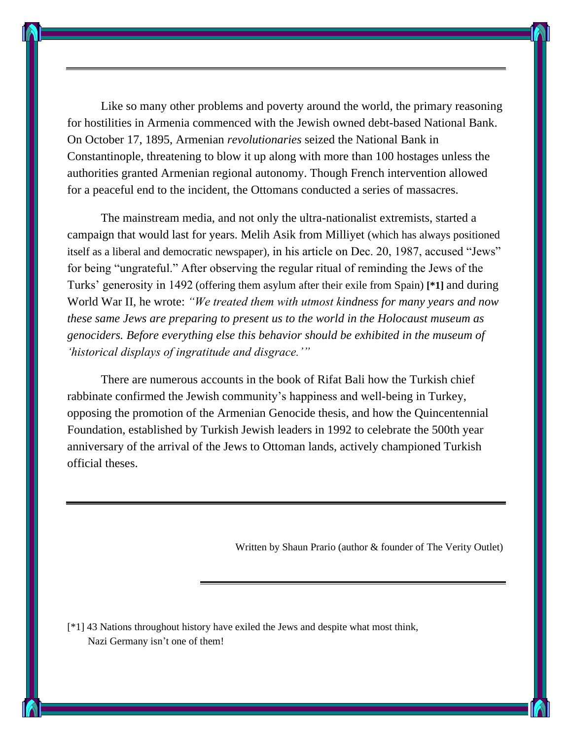Like so many other problems and poverty around the world, the primary reasoning for hostilities in Armenia commenced with the Jewish owned debt-based National Bank. On October 17, 1895, Armenian *revolutionaries* seized the National Bank in Constantinople, threatening to blow it up along with more than 100 hostages unless the authorities granted Armenian regional autonomy. Though French intervention allowed for a peaceful end to the incident, the Ottomans conducted a series of massacres.

The mainstream media, and not only the ultra-nationalist extremists, started a campaign that would last for years. Melih Asik from Milliyet (which has always positioned itself as a liberal and democratic newspaper), in his article on Dec. 20, 1987, accused "Jews" for being "ungrateful." After observing the regular ritual of reminding the Jews of the Turks' generosity in 1492 (offering them asylum after their exile from Spain) **[*1]** and during World War II, he wrote: *"We treated them with utmost kindness for many years and now these same Jews are preparing to present us to the world in the Holocaust museum as genociders. Before everything else this behavior should be exhibited in the museum of 'historical displays of ingratitude and disgrace.'"*

There are numerous accounts in the book of Rifat Bali how the Turkish chief rabbinate confirmed the Jewish community's happiness and well-being in Turkey, opposing the promotion of the Armenian Genocide thesis, and how the Quincentennial Foundation, established by Turkish Jewish leaders in 1992 to celebrate the 500th year anniversary of the arrival of the Jews to Ottoman lands, actively championed Turkish official theses.

---

Written by Shaun Prario (author & founder of The Verity Outlet)

---

[*1] 43 Nations throughout history have exiled the Jews and despite what most think, Nazi Germany isn't one of them!